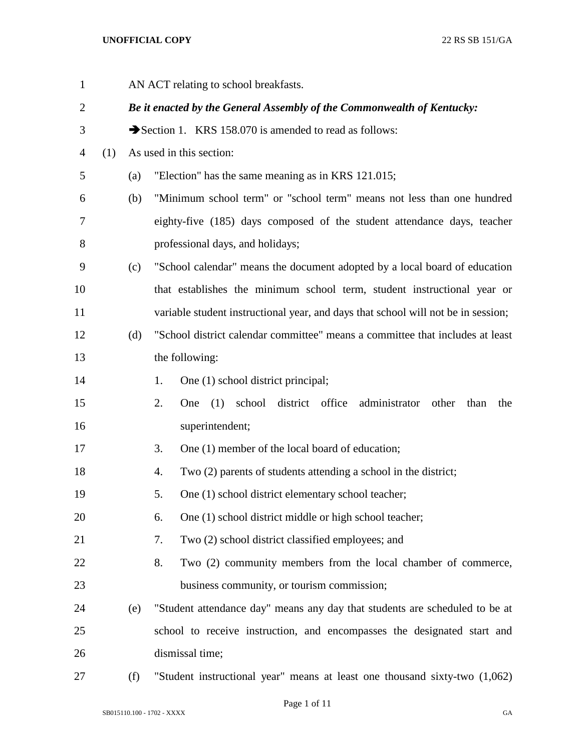AN ACT relating to school breakfasts.

***Be it enacted by the General Assembly of the Commonwealth of Kentucky:***

➔Section 1. KRS 158.070 is amended to read as follows:

(1) As used in this section:

(a) "Election" has the same meaning as in KRS 121.015;

(b) "Minimum school term" or "school term" means not less than one hundred eighty-five (185) days composed of the student attendance days, teacher professional days, and holidays;

(c) "School calendar" means the document adopted by a local board of education that establishes the minimum school term, student instructional year or variable student instructional year, and days that school will not be in session;

(d) "School district calendar committee" means a committee that includes at least the following:

1. One (1) school district principal;
2. One (1) school district office administrator other than the superintendent;
3. One (1) member of the local board of education;
4. Two (2) parents of students attending a school in the district;
5. One (1) school district elementary school teacher;
6. One (1) school district middle or high school teacher;
7. Two (2) school district classified employees; and
8. Two (2) community members from the local chamber of commerce, business community, or tourism commission;

(e) "Student attendance day" means any day that students are scheduled to be at school to receive instruction, and encompasses the designated start and dismissal time;

(f) "Student instructional year" means at least one thousand sixty-two (1,062)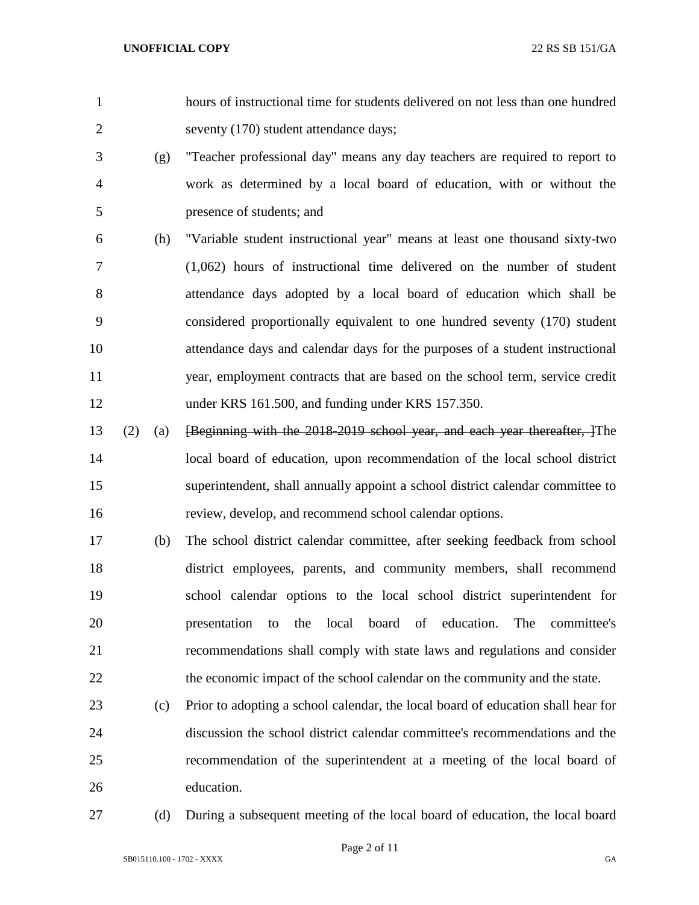hours of instructional time for students delivered on not less than one hundred seventy (170) student attendance days;

(g) "Teacher professional day" means any day teachers are required to report to work as determined by a local board of education, with or without the presence of students; and

(h) "Variable student instructional year" means at least one thousand sixty-two (1,062) hours of instructional time delivered on the number of student attendance days adopted by a local board of education which shall be considered proportionally equivalent to one hundred seventy (170) student attendance days and calendar days for the purposes of a student instructional year, employment contracts that are based on the school term, service credit under KRS 161.500, and funding under KRS 157.350.

(2) (a) ~~[Beginning with the 2018-2019 school year, and each year thereafter, ]~~The local board of education, upon recommendation of the local school district superintendent, shall annually appoint a school district calendar committee to review, develop, and recommend school calendar options.

(b) The school district calendar committee, after seeking feedback from school district employees, parents, and community members, shall recommend school calendar options to the local school district superintendent for presentation to the local board of education. The committee's recommendations shall comply with state laws and regulations and consider the economic impact of the school calendar on the community and the state.

(c) Prior to adopting a school calendar, the local board of education shall hear for discussion the school district calendar committee's recommendations and the recommendation of the superintendent at a meeting of the local board of education.

(d) During a subsequent meeting of the local board of education, the local board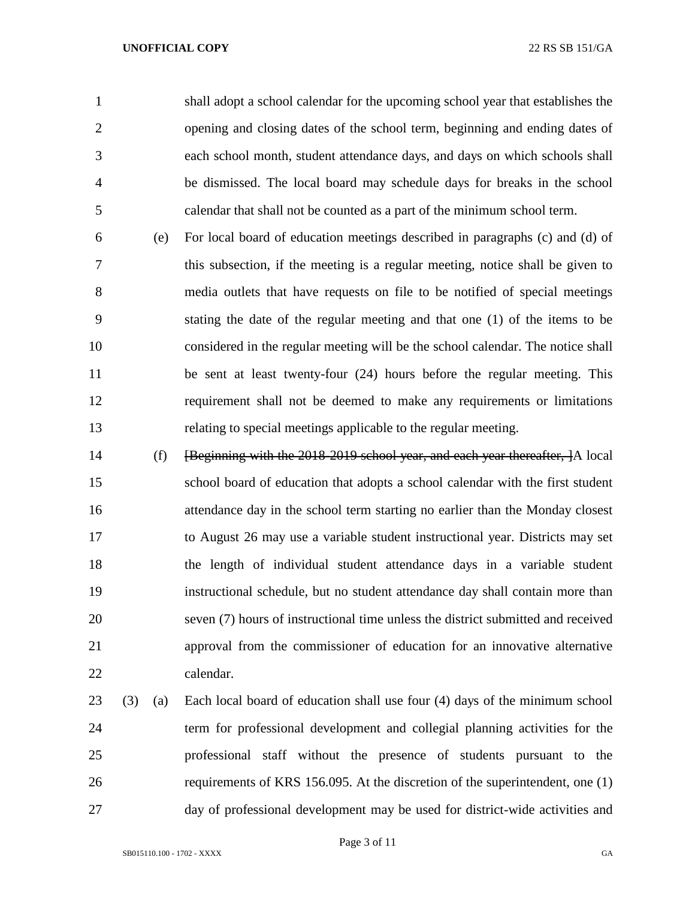shall adopt a school calendar for the upcoming school year that establishes the opening and closing dates of the school term, beginning and ending dates of each school month, student attendance days, and days on which schools shall be dismissed. The local board may schedule days for breaks in the school calendar that shall not be counted as a part of the minimum school term.

(e) For local board of education meetings described in paragraphs (c) and (d) of this subsection, if the meeting is a regular meeting, notice shall be given to media outlets that have requests on file to be notified of special meetings stating the date of the regular meeting and that one (1) of the items to be considered in the regular meeting will be the school calendar. The notice shall be sent at least twenty-four (24) hours before the regular meeting. This requirement shall not be deemed to make any requirements or limitations relating to special meetings applicable to the regular meeting.

(f) ~~[Beginning with the 2018-2019 school year, and each year thereafter, ]~~A local school board of education that adopts a school calendar with the first student attendance day in the school term starting no earlier than the Monday closest to August 26 may use a variable student instructional year. Districts may set the length of individual student attendance days in a variable student instructional schedule, but no student attendance day shall contain more than seven (7) hours of instructional time unless the district submitted and received approval from the commissioner of education for an innovative alternative calendar.

(3) (a) Each local board of education shall use four (4) days of the minimum school term for professional development and collegial planning activities for the professional staff without the presence of students pursuant to the requirements of KRS 156.095. At the discretion of the superintendent, one (1) day of professional development may be used for district-wide activities and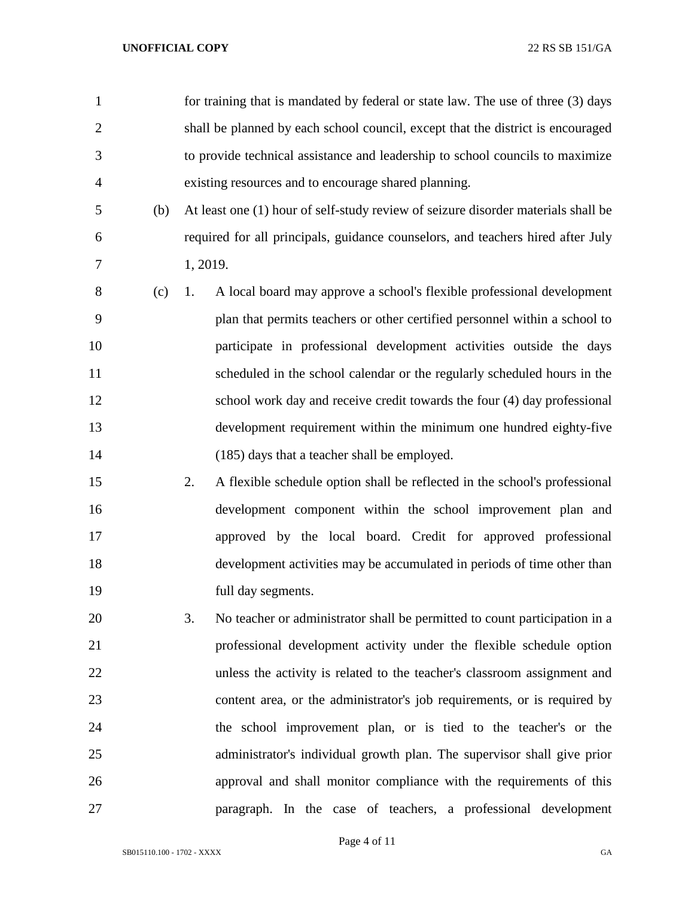for training that is mandated by federal or state law. The use of three (3) days shall be planned by each school council, except that the district is encouraged to provide technical assistance and leadership to school councils to maximize existing resources and to encourage shared planning.

(b) At least one (1) hour of self-study review of seizure disorder materials shall be required for all principals, guidance counselors, and teachers hired after July 1, 2019.

(c) 1. A local board may approve a school's flexible professional development plan that permits teachers or other certified personnel within a school to participate in professional development activities outside the days scheduled in the school calendar or the regularly scheduled hours in the school work day and receive credit towards the four (4) day professional development requirement within the minimum one hundred eighty-five (185) days that a teacher shall be employed.

2. A flexible schedule option shall be reflected in the school's professional development component within the school improvement plan and approved by the local board. Credit for approved professional development activities may be accumulated in periods of time other than full day segments.

3. No teacher or administrator shall be permitted to count participation in a professional development activity under the flexible schedule option unless the activity is related to the teacher's classroom assignment and content area, or the administrator's job requirements, or is required by the school improvement plan, or is tied to the teacher's or the administrator's individual growth plan. The supervisor shall give prior approval and shall monitor compliance with the requirements of this paragraph. In the case of teachers, a professional development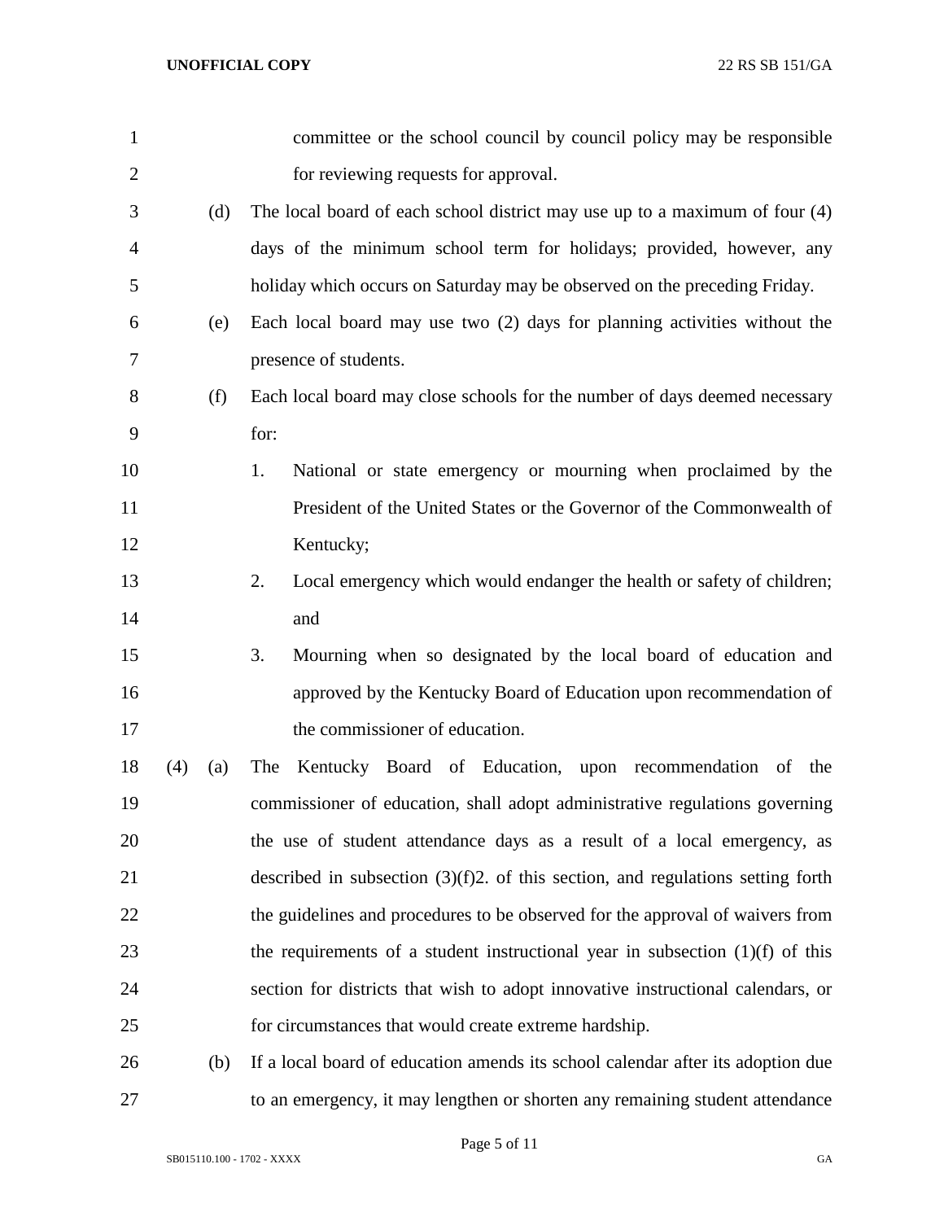committee or the school council by council policy may be responsible for reviewing requests for approval.

(d) The local board of each school district may use up to a maximum of four (4) days of the minimum school term for holidays; provided, however, any holiday which occurs on Saturday may be observed on the preceding Friday.

(e) Each local board may use two (2) days for planning activities without the presence of students.

(f) Each local board may close schools for the number of days deemed necessary for:

1. National or state emergency or mourning when proclaimed by the President of the United States or the Governor of the Commonwealth of Kentucky;
2. Local emergency which would endanger the health or safety of children; and
3. Mourning when so designated by the local board of education and approved by the Kentucky Board of Education upon recommendation of the commissioner of education.

(4) (a) The Kentucky Board of Education, upon recommendation of the commissioner of education, shall adopt administrative regulations governing the use of student attendance days as a result of a local emergency, as described in subsection (3)(f)2. of this section, and regulations setting forth the guidelines and procedures to be observed for the approval of waivers from the requirements of a student instructional year in subsection (1)(f) of this section for districts that wish to adopt innovative instructional calendars, or for circumstances that would create extreme hardship.

(b) If a local board of education amends its school calendar after its adoption due to an emergency, it may lengthen or shorten any remaining student attendance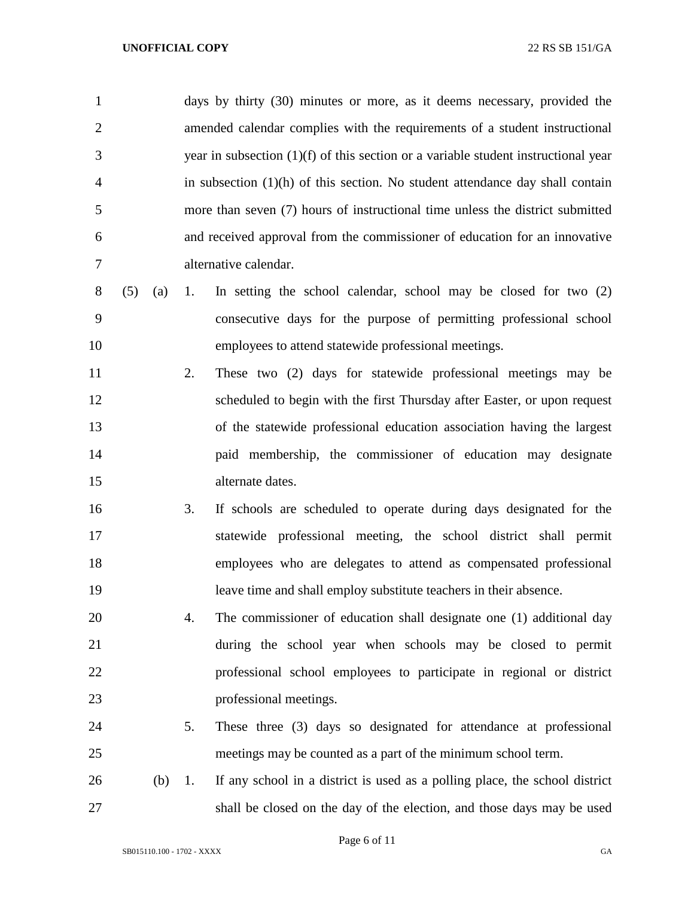days by thirty (30) minutes or more, as it deems necessary, provided the amended calendar complies with the requirements of a student instructional year in subsection (1)(f) of this section or a variable student instructional year in subsection (1)(h) of this section. No student attendance day shall contain more than seven (7) hours of instructional time unless the district submitted and received approval from the commissioner of education for an innovative alternative calendar.

(5) (a) 1. In setting the school calendar, school may be closed for two (2) consecutive days for the purpose of permitting professional school employees to attend statewide professional meetings.

2. These two (2) days for statewide professional meetings may be scheduled to begin with the first Thursday after Easter, or upon request of the statewide professional education association having the largest paid membership, the commissioner of education may designate alternate dates.

3. If schools are scheduled to operate during days designated for the statewide professional meeting, the school district shall permit employees who are delegates to attend as compensated professional leave time and shall employ substitute teachers in their absence.

4. The commissioner of education shall designate one (1) additional day during the school year when schools may be closed to permit professional school employees to participate in regional or district professional meetings.

5. These three (3) days so designated for attendance at professional meetings may be counted as a part of the minimum school term.

(b) 1. If any school in a district is used as a polling place, the school district shall be closed on the day of the election, and those days may be used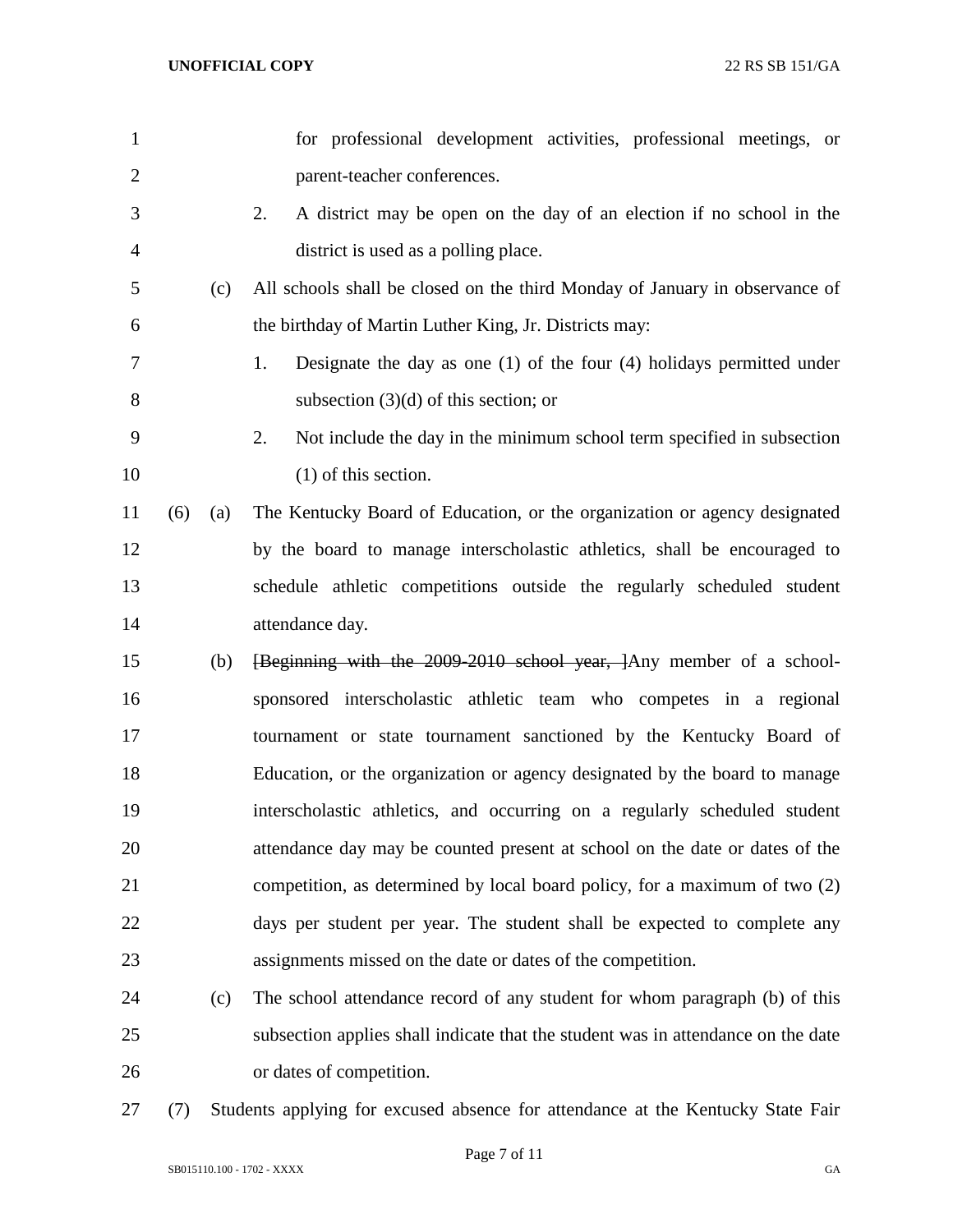for professional development activities, professional meetings, or parent-teacher conferences.

2. A district may be open on the day of an election if no school in the district is used as a polling place.

(c) All schools shall be closed on the third Monday of January in observance of the birthday of Martin Luther King, Jr. Districts may:

1. Designate the day as one (1) of the four (4) holidays permitted under subsection (3)(d) of this section; or

2. Not include the day in the minimum school term specified in subsection (1) of this section.

(6) (a) The Kentucky Board of Education, or the organization or agency designated by the board to manage interscholastic athletics, shall be encouraged to schedule athletic competitions outside the regularly scheduled student attendance day.

(b) ~~[Beginning with the 2009-2010 school year, ]~~Any member of a school-sponsored interscholastic athletic team who competes in a regional tournament or state tournament sanctioned by the Kentucky Board of Education, or the organization or agency designated by the board to manage interscholastic athletics, and occurring on a regularly scheduled student attendance day may be counted present at school on the date or dates of the competition, as determined by local board policy, for a maximum of two (2) days per student per year. The student shall be expected to complete any assignments missed on the date or dates of the competition.

(c) The school attendance record of any student for whom paragraph (b) of this subsection applies shall indicate that the student was in attendance on the date or dates of competition.

(7) Students applying for excused absence for attendance at the Kentucky State Fair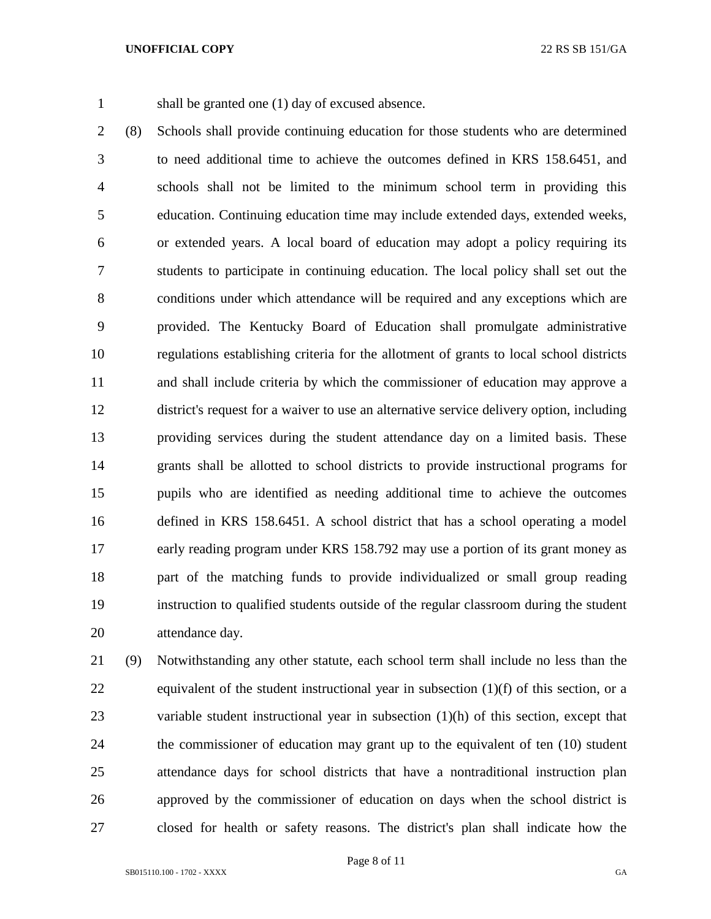shall be granted one (1) day of excused absence.

(8) Schools shall provide continuing education for those students who are determined to need additional time to achieve the outcomes defined in KRS 158.6451, and schools shall not be limited to the minimum school term in providing this education. Continuing education time may include extended days, extended weeks, or extended years. A local board of education may adopt a policy requiring its students to participate in continuing education. The local policy shall set out the conditions under which attendance will be required and any exceptions which are provided. The Kentucky Board of Education shall promulgate administrative regulations establishing criteria for the allotment of grants to local school districts and shall include criteria by which the commissioner of education may approve a district's request for a waiver to use an alternative service delivery option, including providing services during the student attendance day on a limited basis. These grants shall be allotted to school districts to provide instructional programs for pupils who are identified as needing additional time to achieve the outcomes defined in KRS 158.6451. A school district that has a school operating a model early reading program under KRS 158.792 may use a portion of its grant money as part of the matching funds to provide individualized or small group reading instruction to qualified students outside of the regular classroom during the student attendance day.

(9) Notwithstanding any other statute, each school term shall include no less than the equivalent of the student instructional year in subsection (1)(f) of this section, or a variable student instructional year in subsection (1)(h) of this section, except that the commissioner of education may grant up to the equivalent of ten (10) student attendance days for school districts that have a nontraditional instruction plan approved by the commissioner of education on days when the school district is closed for health or safety reasons. The district's plan shall indicate how the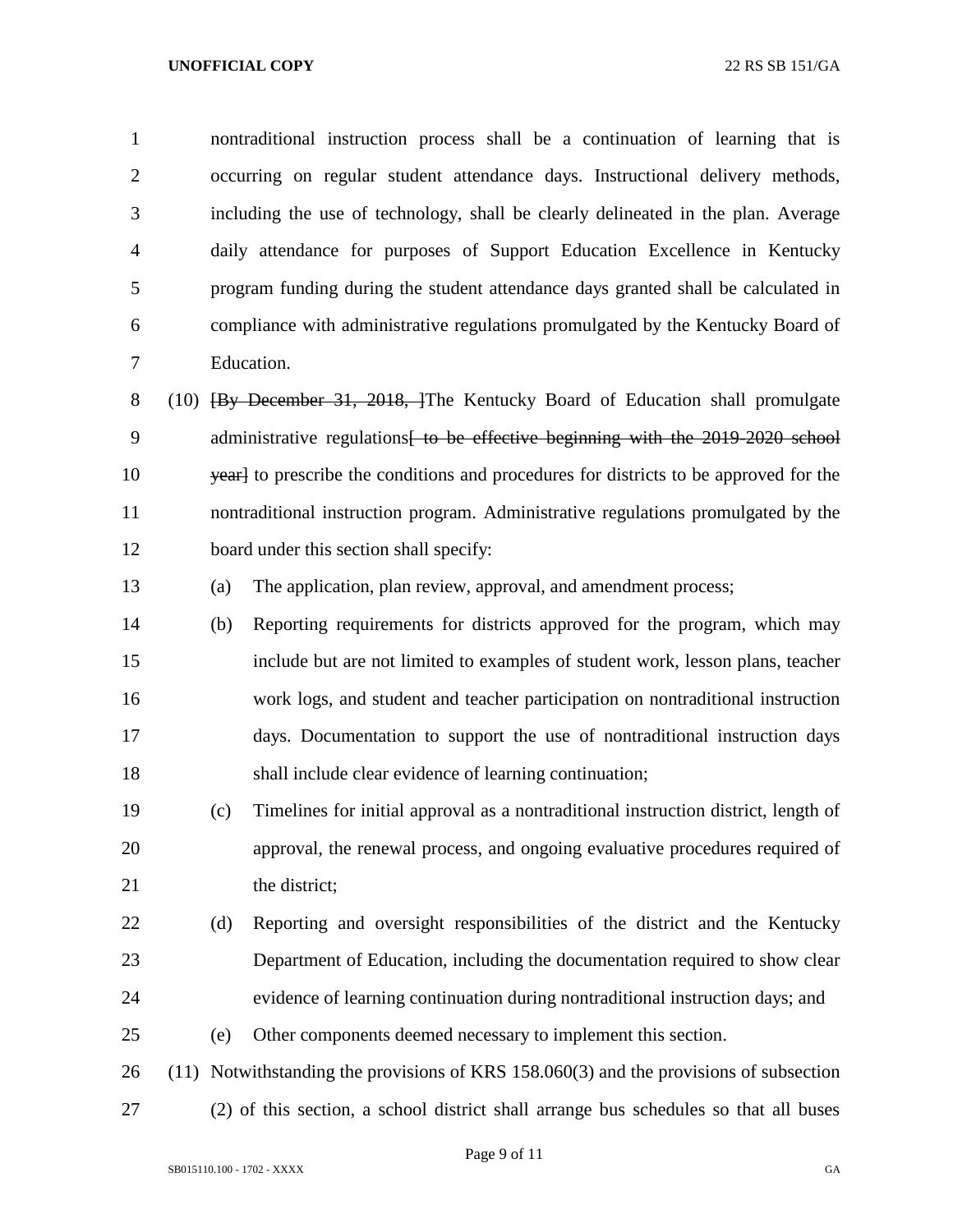nontraditional instruction process shall be a continuation of learning that is occurring on regular student attendance days. Instructional delivery methods, including the use of technology, shall be clearly delineated in the plan. Average daily attendance for purposes of Support Education Excellence in Kentucky program funding during the student attendance days granted shall be calculated in compliance with administrative regulations promulgated by the Kentucky Board of Education.

(10) ~~[By December 31, 2018, ]~~The Kentucky Board of Education shall promulgate administrative regulations~~[ to be effective beginning with the 2019-2020 school year]~~ to prescribe the conditions and procedures for districts to be approved for the nontraditional instruction program. Administrative regulations promulgated by the board under this section shall specify:

(a) The application, plan review, approval, and amendment process;

(b) Reporting requirements for districts approved for the program, which may include but are not limited to examples of student work, lesson plans, teacher work logs, and student and teacher participation on nontraditional instruction days. Documentation to support the use of nontraditional instruction days shall include clear evidence of learning continuation;

(c) Timelines for initial approval as a nontraditional instruction district, length of approval, the renewal process, and ongoing evaluative procedures required of the district;

(d) Reporting and oversight responsibilities of the district and the Kentucky Department of Education, including the documentation required to show clear evidence of learning continuation during nontraditional instruction days; and

(e) Other components deemed necessary to implement this section.

(11) Notwithstanding the provisions of KRS 158.060(3) and the provisions of subsection (2) of this section, a school district shall arrange bus schedules so that all buses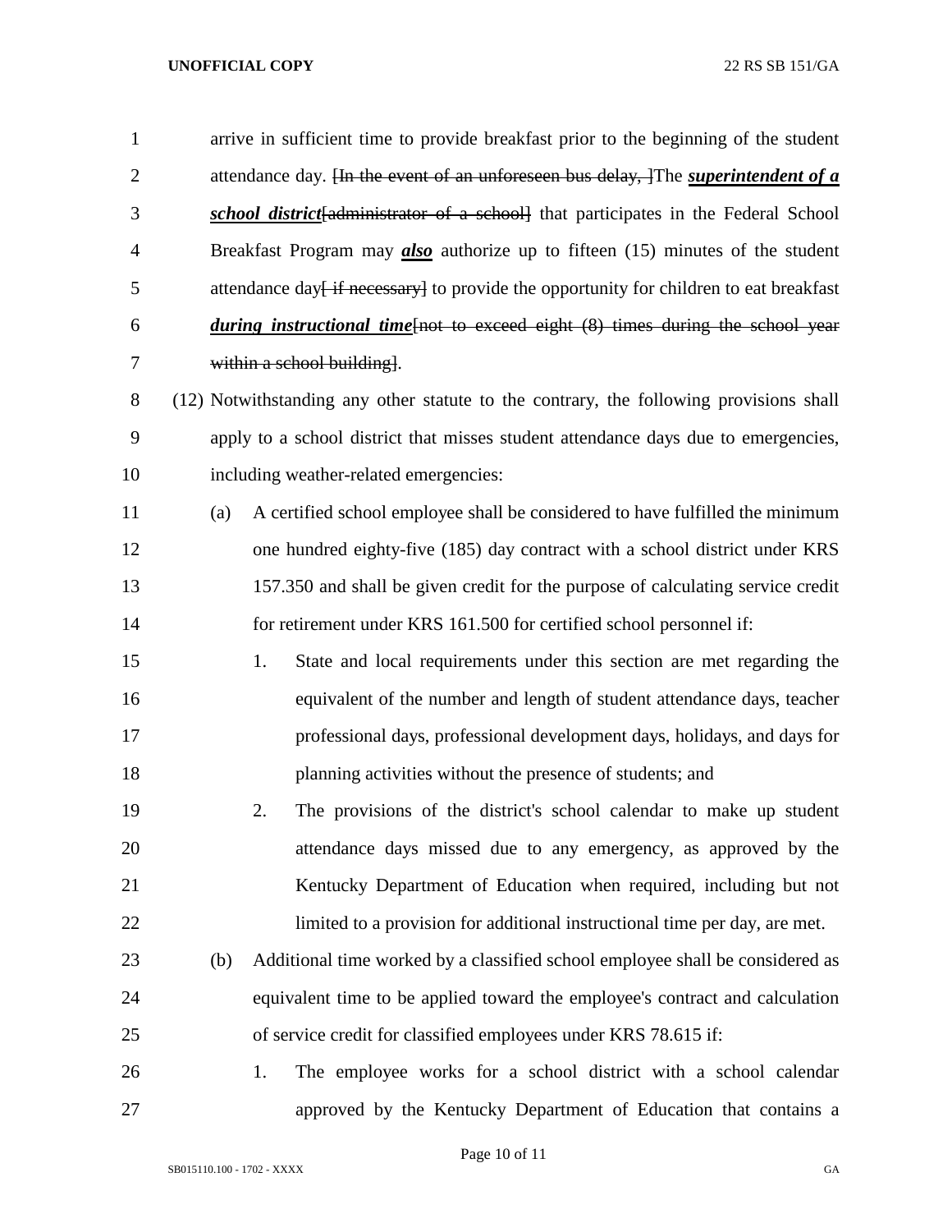arrive in sufficient time to provide breakfast prior to the beginning of the student attendance day. ~~[In the event of an unforeseen bus delay, ]~~The ***superintendent of a school district***~~[administrator of a school]~~ that participates in the Federal School Breakfast Program may ***also*** authorize up to fifteen (15) minutes of the student attendance day~~[ if necessary]~~ to provide the opportunity for children to eat breakfast ***during instructional time***~~[not to exceed eight (8) times during the school year within a school building]~~.

(12) Notwithstanding any other statute to the contrary, the following provisions shall apply to a school district that misses student attendance days due to emergencies, including weather-related emergencies:

(a) A certified school employee shall be considered to have fulfilled the minimum one hundred eighty-five (185) day contract with a school district under KRS 157.350 and shall be given credit for the purpose of calculating service credit for retirement under KRS 161.500 for certified school personnel if:

1. State and local requirements under this section are met regarding the equivalent of the number and length of student attendance days, teacher professional days, professional development days, holidays, and days for planning activities without the presence of students; and

2. The provisions of the district's school calendar to make up student attendance days missed due to any emergency, as approved by the Kentucky Department of Education when required, including but not limited to a provision for additional instructional time per day, are met.

(b) Additional time worked by a classified school employee shall be considered as equivalent time to be applied toward the employee's contract and calculation of service credit for classified employees under KRS 78.615 if:

1. The employee works for a school district with a school calendar approved by the Kentucky Department of Education that contains a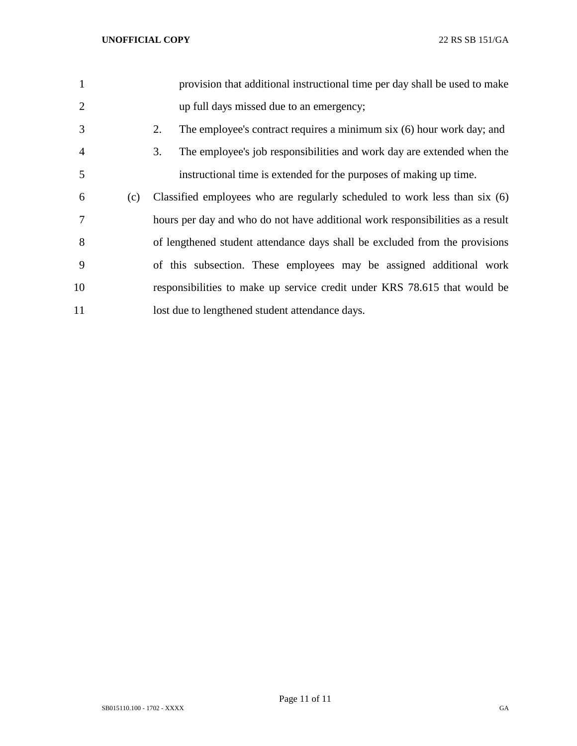provision that additional instructional time per day shall be used to make up full days missed due to an emergency;

2. The employee's contract requires a minimum six (6) hour work day; and

3. The employee's job responsibilities and work day are extended when the instructional time is extended for the purposes of making up time.

(c) Classified employees who are regularly scheduled to work less than six (6) hours per day and who do not have additional work responsibilities as a result of lengthened student attendance days shall be excluded from the provisions of this subsection. These employees may be assigned additional work responsibilities to make up service credit under KRS 78.615 that would be lost due to lengthened student attendance days.